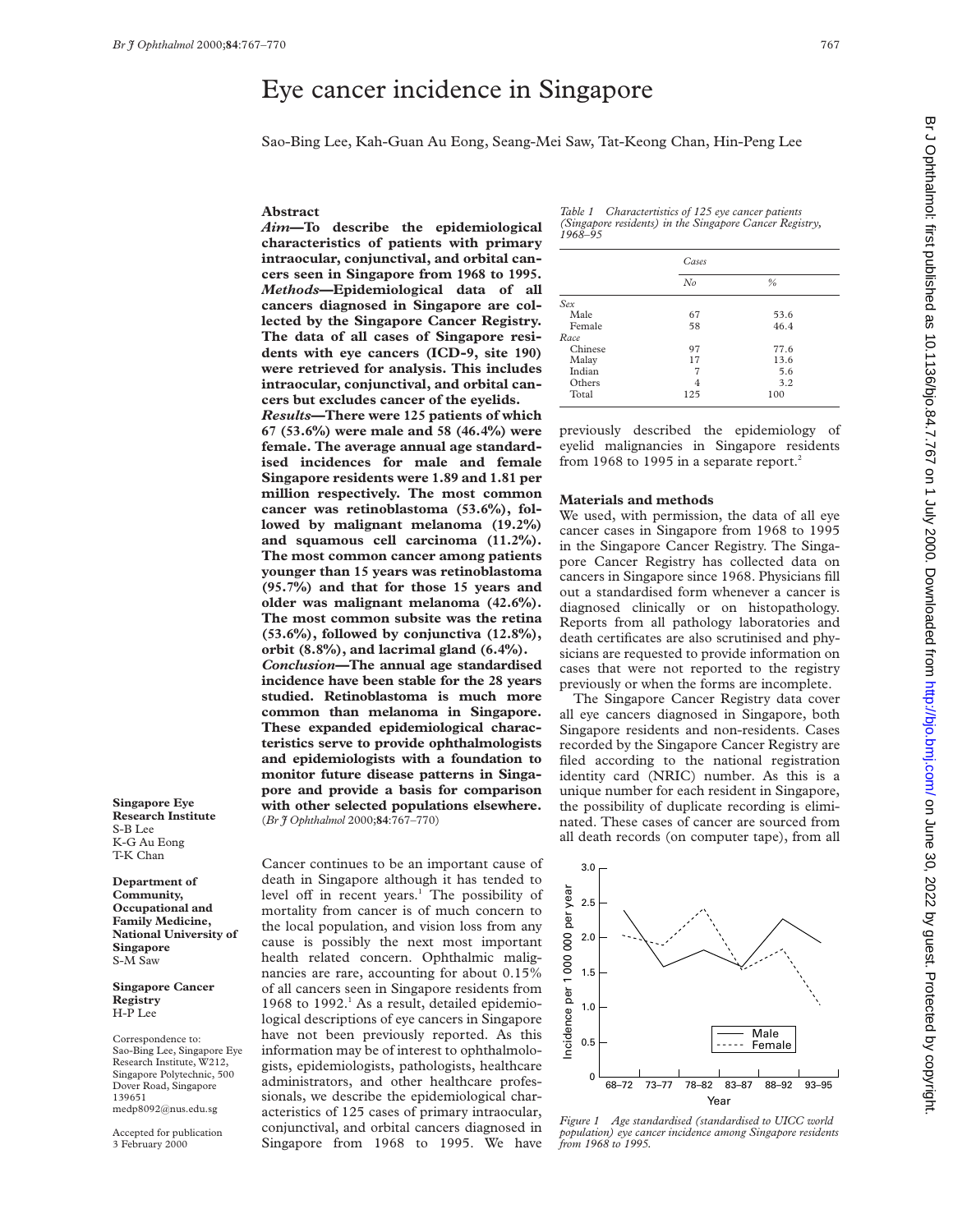# Eye cancer incidence in Singapore

Sao-Bing Lee, Kah-Guan Au Eong, Seang-Mei Saw, Tat-Keong Chan, Hin-Peng Lee

## Abstract

***Aim*—To describe the epidemiological characteristics of patients with primary intraocular, conjunctival, and orbital cancers seen in Singapore from 1968 to 1995.**

***Methods*—Epidemiological data of all cancers diagnosed in Singapore are collected by the Singapore Cancer Registry. The data of all cases of Singapore residents with eye cancers (ICD-9, site 190) were retrieved for analysis. This includes intraocular, conjunctival, and orbital cancers but excludes cancer of the eyelids.**

***Results*—There were 125 patients of which 67 (53.6%) were male and 58 (46.4%) were female. The average annual age standardised incidences for male and female Singapore residents were 1.89 and 1.81 per million respectively. The most common cancer was retinoblastoma (53.6%), followed by malignant melanoma (19.2%) and squamous cell carcinoma (11.2%). The most common cancer among patients younger than 15 years was retinoblastoma (95.7%) and that for those 15 years and older was malignant melanoma (42.6%). The most common subsite was the retina (53.6%), followed by conjunctiva (12.8%), orbit (8.8%), and lacrimal gland (6.4%).**

***Conclusion*—The annual age standardised incidence have been stable for the 28 years studied. Retinoblastoma is much more common than melanoma in Singapore. These expanded epidemiological characteristics serve to provide ophthalmologists and epidemiologists with a foundation to monitor future disease patterns in Singapore and provide a basis for comparison with other selected populations elsewhere.**
(*Br J Ophthalmol* 2000;**84**:767–770)

Cancer continues to be an important cause of death in Singapore although it has tended to level off in recent years.[1] The possibility of mortality from cancer is of much concern to the local population, and vision loss from any cause is possibly the next most important health related concern. Ophthalmic malignancies are rare, accounting for about 0.15% of all cancers seen in Singapore residents from 1968 to 1992.[1] As a result, detailed epidemiological descriptions of eye cancers in Singapore have not been previously reported. As this information may be of interest to ophthalmologists, epidemiologists, pathologists, healthcare administrators, and other healthcare professionals, we describe the epidemiological characteristics of 125 cases of primary intraocular, conjunctival, and orbital cancers diagnosed in Singapore from 1968 to 1995. We have previously described the epidemiology of eyelid malignancies in Singapore residents from 1968 to 1995 in a separate report.[2]

*Table 1 Charactertistics of 125 eye cancer patients (Singapore residents) in the Singapore Cancer Registry, 1968–95*

| | Cases | |
|---|---|---|
| | *No* | *%* |
| *Sex* | | |
| Male | 67 | 53.6 |
| Female | 58 | 46.4 |
| *Race* | | |
| Chinese | 97 | 77.6 |
| Malay | 17 | 13.6 |
| Indian | 7 | 5.6 |
| Others | 4 | 3.2 |
| Total | 125 | 100 |

## Materials and methods

We used, with permission, the data of all eye cancer cases in Singapore from 1968 to 1995 in the Singapore Cancer Registry. The Singapore Cancer Registry has collected data on cancers in Singapore since 1968. Physicians fill out a standardised form whenever a cancer is diagnosed clinically or on histopathology. Reports from all pathology laboratories and death certificates are also scrutinised and physicians are requested to provide information on cases that were not reported to the registry previously or when the forms are incomplete.

The Singapore Cancer Registry data cover all eye cancers diagnosed in Singapore, both Singapore residents and non-residents. Cases recorded by the Singapore Cancer Registry are filed according to the national registration identity card (NRIC) number. As this is a unique number for each resident in Singapore, the possibility of duplicate recording is eliminated. These cases of cancer are sourced from all death records (on computer tape), from all

*Figure 1 Age standardised (standardised to UICC world population) eye cancer incidence among Singapore residents from 1968 to 1995.*

Singapore Eye Research Institute
S-B Lee
K-G Au Eong
T-K Chan

Department of Community, Occupational and Family Medicine, National University of Singapore
S-M Saw

Singapore Cancer Registry
H-P Lee

Correspondence to: Sao-Bing Lee, Singapore Eye Research Institute, W212, Singapore Polytechnic, 500 Dover Road, Singapore 139651
medp8092@nus.edu.sg

Accepted for publication 3 February 2000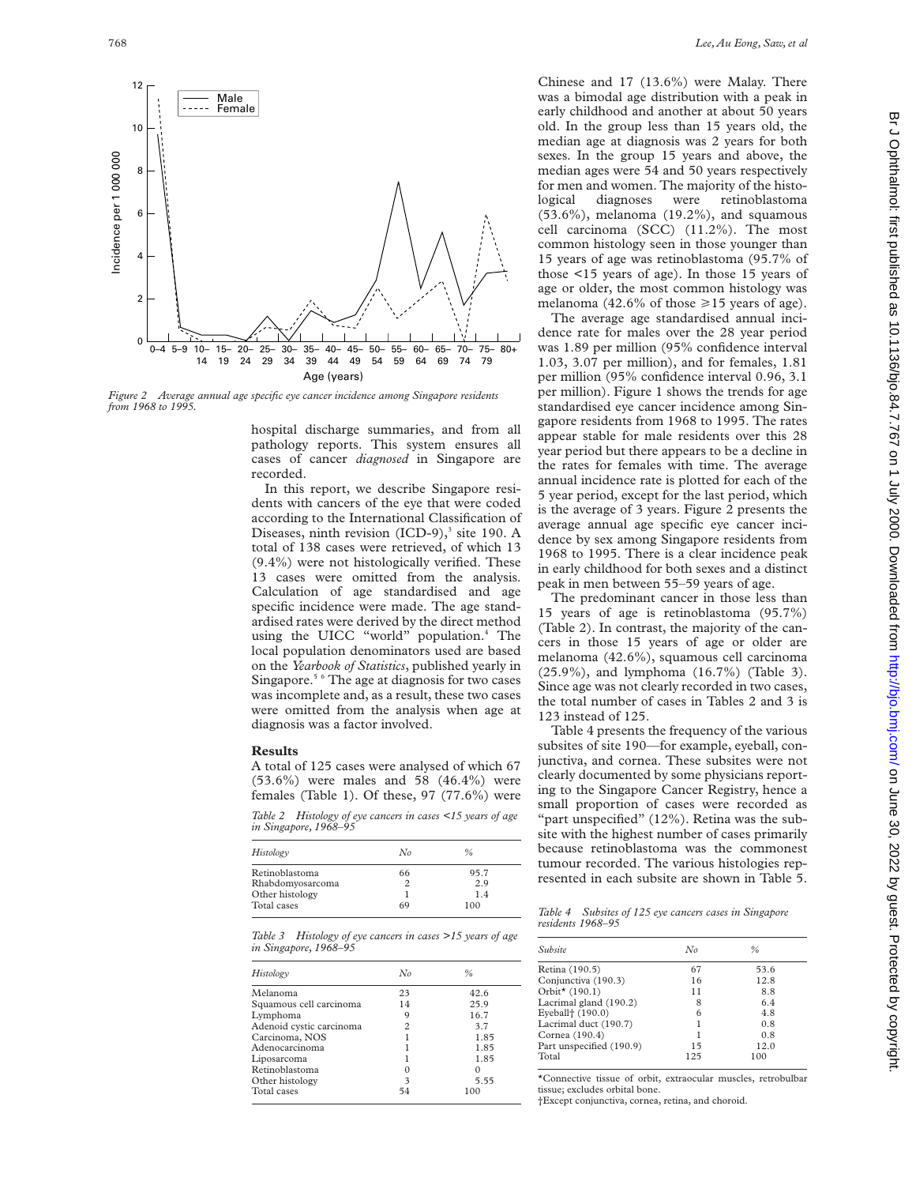*Figure 2 Average annual age specific eye cancer incidence among Singapore residents from 1968 to 1995.*

hospital discharge summaries, and from all pathology reports. This system ensures all cases of cancer *diagnosed* in Singapore are recorded.

In this report, we describe Singapore residents with cancers of the eye that were coded according to the International Classification of Diseases, ninth revision (ICD-9),[3] site 190. A total of 138 cases were retrieved, of which 13 (9.4%) were not histologically verified. These 13 cases were omitted from the analysis. Calculation of age standardised and age specific incidence were made. The age standardised rates were derived by the direct method using the UICC "world" population.[4] The local population denominators used are based on the *Yearbook of Statistics*, published yearly in Singapore.[5 6] The age at diagnosis for two cases was incomplete and, as a result, these two cases were omitted from the analysis when age at diagnosis was a factor involved.

## Results

A total of 125 cases were analysed of which 67 (53.6%) were males and 58 (46.4%) were females (Table 1). Of these, 97 (77.6%) were Chinese and 17 (13.6%) were Malay. There was a bimodal age distribution with a peak in early childhood and another at about 50 years old. In the group less than 15 years old, the median age at diagnosis was 2 years for both sexes. In the group 15 years and above, the median ages were 54 and 50 years respectively for men and women. The majority of the histological diagnoses were retinoblastoma (53.6%), melanoma (19.2%), and squamous cell carcinoma (SCC) (11.2%). The most common histology seen in those younger than 15 years of age was retinoblastoma (95.7% of those <15 years of age). In those 15 years of age or older, the most common histology was melanoma (42.6% of those ≥15 years of age).

The average age standardised annual incidence rate for males over the 28 year period was 1.89 per million (95% confidence interval 1.03, 3.07 per million), and for females, 1.81 per million (95% confidence interval 0.96, 3.1 per million). Figure 1 shows the trends for age standardised eye cancer incidence among Singapore residents from 1968 to 1995. The rates appear stable for male residents over this 28 year period but there appears to be a decline in the rates for females with time. The average annual incidence rate is plotted for each of the 5 year period, except for the last period, which is the average of 3 years. Figure 2 presents the average annual age specific eye cancer incidence by sex among Singapore residents from 1968 to 1995. There is a clear incidence peak in early childhood for both sexes and a distinct peak in men between 55–59 years of age.

The predominant cancer in those less than 15 years of age is retinoblastoma (95.7%) (Table 2). In contrast, the majority of the cancers in those 15 years of age or older are melanoma (42.6%), squamous cell carcinoma (25.9%), and lymphoma (16.7%) (Table 3). Since age was not clearly recorded in two cases, the total number of cases in Tables 2 and 3 is 123 instead of 125.

Table 4 presents the frequency of the various subsites of site 190—for example, eyeball, conjunctiva, and cornea. These subsites were not clearly documented by some physicians reporting to the Singapore Cancer Registry, hence a small proportion of cases were recorded as "part unspecified" (12%). Retina was the subsite with the highest number of cases primarily because retinoblastoma was the commonest tumour recorded. The various histologies represented in each subsite are shown in Table 5.

*Table 2 Histology of eye cancers in cases <15 years of age in Singapore, 1968–95*

| *Histology* | *No* | *%* |
|---|---|---|
| Retinoblastoma | 66 | 95.7 |
| Rhabdomyosarcoma | 2 | 2.9 |
| Other histology | 1 | 1.4 |
| Total cases | 69 | 100 |

*Table 3 Histology of eye cancers in cases >15 years of age in Singapore, 1968–95*

| *Histology* | *No* | *%* |
|---|---|---|
| Melanoma | 23 | 42.6 |
| Squamous cell carcinoma | 14 | 25.9 |
| Lymphoma | 9 | 16.7 |
| Adenoid cystic carcinoma | 2 | 3.7 |
| Carcinoma, NOS | 1 | 1.85 |
| Adenocarcinoma | 1 | 1.85 |
| Liposarcoma | 1 | 1.85 |
| Retinoblastoma | 0 | 0 |
| Other histology | 3 | 5.55 |
| Total cases | 54 | 100 |

*Table 4 Subsites of 125 eye cancers cases in Singapore residents 1968–95*

| *Subsite* | *No* | *%* |
|---|---|---|
| Retina (190.5) | 67 | 53.6 |
| Conjunctiva (190.3) | 16 | 12.8 |
| Orbit* (190.1) | 11 | 8.8 |
| Lacrimal gland (190.2) | 8 | 6.4 |
| Eyeball† (190.0) | 6 | 4.8 |
| Lacrimal duct (190.7) | 1 | 0.8 |
| Cornea (190.4) | 1 | 0.8 |
| Part unspecified (190.9) | 15 | 12.0 |
| Total | 125 | 100 |

*Connective tissue of orbit, extraocular muscles, retrobulbar tissue; excludes orbital bone.
†Except conjunctiva, cornea, retina, and choroid.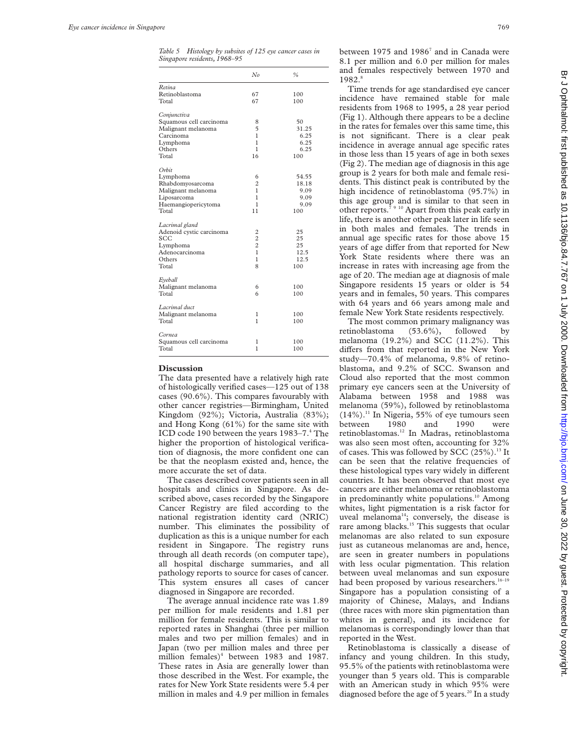*Table 5 Histology by subsites of 125 eye cancer cases in Singapore residents, 1968–95*

| | *No* | *%* |
|---|---|---|
| *Retina* | | |
| Retinoblastoma | 67 | 100 |
| Total | 67 | 100 |
| *Conjunctiva* | | |
| Squamous cell carcinoma | 8 | 50 |
| Malignant melanoma | 5 | 31.25 |
| Carcinoma | 1 | 6.25 |
| Lymphoma | 1 | 6.25 |
| Others | 1 | 6.25 |
| Total | 16 | 100 |
| *Orbit* | | |
| Lymphoma | 6 | 54.55 |
| Rhabdomyosarcoma | 2 | 18.18 |
| Malignant melanoma | 1 | 9.09 |
| Liposarcoma | 1 | 9.09 |
| Haemangiopericytoma | 1 | 9.09 |
| Total | 11 | 100 |
| *Lacrimal gland* | | |
| Adenoid cystic carcinoma | 2 | 25 |
| SCC | 2 | 25 |
| Lymphoma | 2 | 25 |
| Adenocarcinoma | 1 | 12.5 |
| Others | 1 | 12.5 |
| Total | 8 | 100 |
| *Eyeball* | | |
| Malignant melanoma | 6 | 100 |
| Total | 6 | 100 |
| *Lacrimal duct* | | |
| Malignant melanoma | 1 | 100 |
| Total | 1 | 100 |
| *Cornea* | | |
| Squamous cell carcinoma | 1 | 100 |
| Total | 1 | 100 |

## Discussion

The data presented have a relatively high rate of histologically verified cases—125 out of 138 cases (90.6%). This compares favourably with other cancer registries—Birmingham, United Kingdom (92%); Victoria, Australia (83%); and Hong Kong (61%) for the same site with ICD code 190 between the years 1983–7.[4] The higher the proportion of histological verification of diagnosis, the more confident one can be that the neoplasm existed and, hence, the more accurate the set of data.

The cases described cover patients seen in all hospitals and clinics in Singapore. As described above, cases recorded by the Singapore Cancer Registry are filed according to the national registration identity card (NRIC) number. This eliminates the possibility of duplication as this is a unique number for each resident in Singapore. The registry runs through all death records (on computer tape), all hospital discharge summaries, and all pathology reports to source for cases of cancer. This system ensures all cases of cancer diagnosed in Singapore are recorded.

The average annual incidence rate was 1.89 per million for male residents and 1.81 per million for female residents. This is similar to reported rates in Shanghai (three per million males and two per million females) and in Japan (two per million males and three per million females)[4] between 1983 and 1987. These rates in Asia are generally lower than those described in the West. For example, the rates for New York State residents were 5.4 per million in males and 4.9 per million in females between 1975 and 1986[7] and in Canada were 8.1 per million and 6.0 per million for males and females respectively between 1970 and 1982.[8]

Time trends for age standardised eye cancer incidence have remained stable for male residents from 1968 to 1995, a 28 year period (Fig 1). Although there appears to be a decline in the rates for females over this same time, this is not significant. There is a clear peak incidence in average annual age specific rates in those less than 15 years of age in both sexes (Fig 2). The median age of diagnosis in this age group is 2 years for both male and female residents. This distinct peak is contributed by the high incidence of retinoblastoma (95.7%) in this age group and is similar to that seen in other reports.[7 9 10] Apart from this peak early in life, there is another other peak later in life seen in both males and females. The trends in annual age specific rates for those above 15 years of age differ from that reported for New York State residents where there was an increase in rates with increasing age from the age of 20. The median age at diagnosis of male Singapore residents 15 years or older is 54 years and in females, 50 years. This compares with 64 years and 66 years among male and female New York State residents respectively.

The most common primary malignancy was retinoblastoma (53.6%), followed by melanoma (19.2%) and SCC (11.2%). This differs from that reported in the New York study—70.4% of melanoma, 9.8% of retinoblastoma, and 9.2% of SCC. Swanson and Cloud also reported that the most common primary eye cancers seen at the University of Alabama between 1958 and 1988 was melanoma (59%), followed by retinoblastoma (14%).[11] In Nigeria, 55% of eye tumours seen between 1980 and 1990 were retinoblastomas.[12] In Madras, retinoblastoma was also seen most often, accounting for 32% of cases. This was followed by SCC (25%).[13] It can be seen that the relative frequencies of these histological types vary widely in different countries. It has been observed that most eye cancers are either melanoma or retinoblastoma in predominantly white populations.[10] Among whites, light pigmentation is a risk factor for uveal melanoma[14]; conversely, the disease is rare among blacks.[15] This suggests that ocular melanomas are also related to sun exposure just as cutaneous melanomas are and, hence, are seen in greater numbers in populations with less ocular pigmentation. This relation between uveal melanomas and sun exposure had been proposed by various researchers.[16–19] Singapore has a population consisting of a majority of Chinese, Malays, and Indians (three races with more skin pigmentation than whites in general), and its incidence for melanomas is correspondingly lower than that reported in the West.

Retinoblastoma is classically a disease of infancy and young children. In this study, 95.5% of the patients with retinoblastoma were younger than 5 years old. This is comparable with an American study in which 95% were diagnosed before the age of 5 years.[20] In a study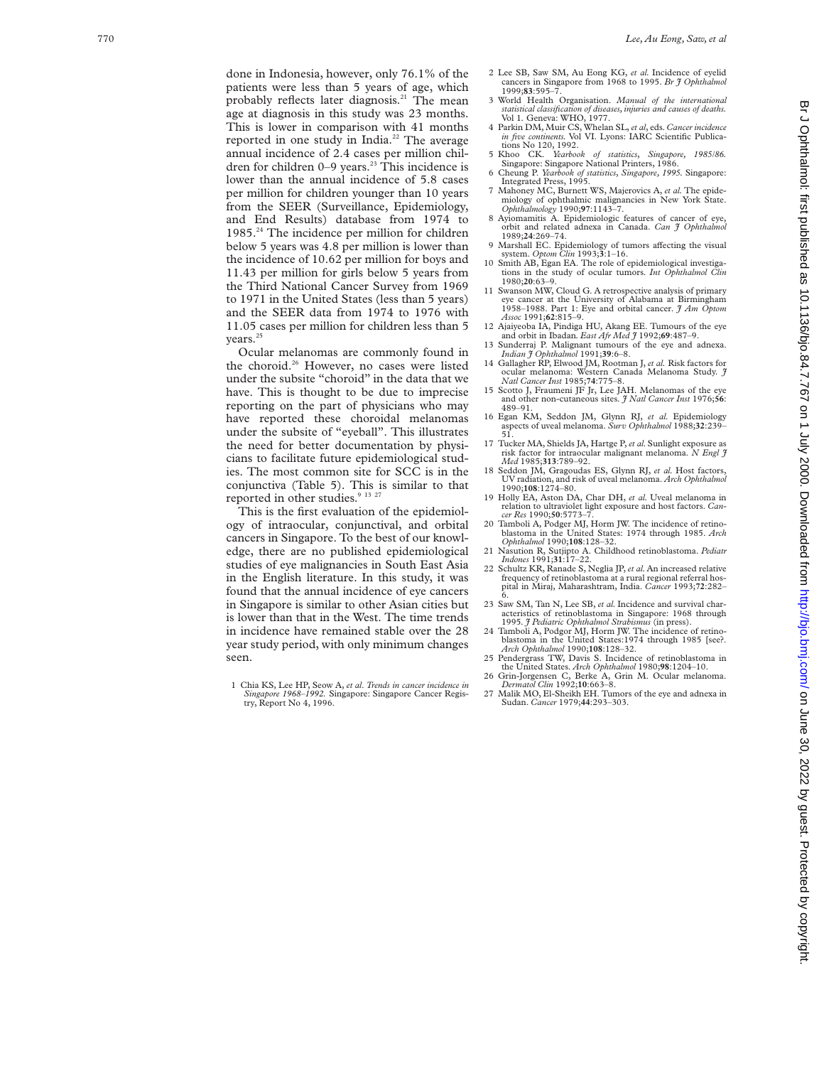done in Indonesia, however, only 76.1% of the patients were less than 5 years of age, which probably reflects later diagnosis.[21] The mean age at diagnosis in this study was 23 months. This is lower in comparison with 41 months reported in one study in India.[22] The average annual incidence of 2.4 cases per million children for children 0–9 years.[23] This incidence is lower than the annual incidence of 5.8 cases per million for children younger than 10 years from the SEER (Surveillance, Epidemiology, and End Results) database from 1974 to 1985.[24] The incidence per million for children below 5 years was 4.8 per million is lower than the incidence of 10.62 per million for boys and 11.43 per million for girls below 5 years from the Third National Cancer Survey from 1969 to 1971 in the United States (less than 5 years) and the SEER data from 1974 to 1976 with 11.05 cases per million for children less than 5 years.[25]

Ocular melanomas are commonly found in the choroid.[26] However, no cases were listed under the subsite "choroid" in the data that we have. This is thought to be due to imprecise reporting on the part of physicians who may have reported these choroidal melanomas under the subsite of "eyeball". This illustrates the need for better documentation by physicians to facilitate future epidemiological studies. The most common site for SCC is in the conjunctiva (Table 5). This is similar to that reported in other studies.[9 13 27]

This is the first evaluation of the epidemiology of intraocular, conjunctival, and orbital cancers in Singapore. To the best of our knowledge, there are no published epidemiological studies of eye malignancies in South East Asia in the English literature. In this study, it was found that the annual incidence of eye cancers in Singapore is similar to other Asian cities but is lower than that in the West. The time trends in incidence have remained stable over the 28 year study period, with only minimum changes seen.

1 Chia KS, Lee HP, Seow A, *et al*. *Trends in cancer incidence in Singapore 1968–1992.* Singapore: Singapore Cancer Registry, Report No 4, 1996.
2 Lee SB, Saw SM, Au Eong KG, *et al*. Incidence of eyelid cancers in Singapore from 1968 to 1995. *Br J Ophthalmol* 1999;**83**:595–7.
3 World Health Organisation. *Manual of the international statistical classification of diseases, injuries and causes of deaths.* Vol 1. Geneva: WHO, 1977.
4 Parkin DM, Muir CS, Whelan SL, *et al*, eds. *Cancer incidence in five continents.* Vol VI. Lyons: IARC Scientific Publications No 120, 1992.
5 Khoo CK. *Yearbook of statistics, Singapore, 1985/86.* Singapore: Singapore National Printers, 1986.
6 Cheung P. *Yearbook of statistics, Singapore, 1995.* Singapore: Integrated Press, 1995.
7 Mahoney MC, Burnett WS, Majerovics A, *et al*. The epidemiology of ophthalmic malignancies in New York State. *Ophthalmology* 1990;**97**:1143–7.
8 Ayiomamitis A. Epidemiologic features of cancer of eye, orbit and related adnexa in Canada. *Can J Ophthalmol* 1989;**24**:269–74.
9 Marshall EC. Epidemiology of tumors affecting the visual system. *Optom Clin* 1993;**3**:1–16.
10 Smith AB, Egan EA. The role of epidemiological investigations in the study of ocular tumors. *Int Ophthalmol Clin* 1980;**20**:63–9.
11 Swanson MW, Cloud G. A retrospective analysis of primary eye cancer at the University of Alabama at Birmingham 1958–1988. Part 1: Eye and orbital cancer. *J Am Optom Assoc* 1991;**62**:815–9.
12 Ajaiyeoba IA, Pindiga HU, Akang EE. Tumours of the eye and orbit in Ibadan. *East Afr Med J* 1992;**69**:487–9.
13 Sunderraj P. Malignant tumours of the eye and adnexa. *Indian J Ophthalmol* 1991;**39**:6–8.
14 Gallagher RP, Elwood JM, Rootman J, *et al*. Risk factors for ocular melanoma: Western Canada Melanoma Study. *J Natl Cancer Inst* 1985;**74**:775–8.
15 Scotto J, Fraumeni JF Jr, Lee JAH. Melanomas of the eye and other non-cutaneous sites. *J Natl Cancer Inst* 1976;**56**: 489–91.
16 Egan KM, Seddon JM, Glynn RJ, *et al*. Epidemiology aspects of uveal melanoma. *Surv Ophthalmol* 1988;**32**:239–51.
17 Tucker MA, Shields JA, Hartge P, *et al*. Sunlight exposure as risk factor for intraocular malignant melanoma. *N Engl J Med* 1985;**313**:789–92.
18 Seddon JM, Gragoudas ES, Glynn RJ, *et al*. Host factors, UV radiation, and risk of uveal melanoma. *Arch Ophthalmol* 1990;**108**:1274–80.
19 Holly EA, Aston DA, Char DH, *et al*. Uveal melanoma in relation to ultraviolet light exposure and host factors. *Cancer Res* 1990;**50**:5773–7.
20 Tamboli A, Podger MJ, Horm JW. The incidence of retinoblastoma in the United States: 1974 through 1985. *Arch Ophthalmol* 1990;**108**:128–32.
21 Nasution R, Sutjipto A. Childhood retinoblastoma. *Pediatr Indones* 1991;**31**:17–22.
22 Schultz KR, Ranade S, Neglia JP, *et al*. An increased relative frequency of retinoblastoma at a rural regional referral hospital in Miraj, Maharashtram, India. *Cancer* 1993;**72**:282–6.
23 Saw SM, Tan N, Lee SB, *et al*. Incidence and survival characteristics of retinoblastoma in Singapore: 1968 through 1995. *J Pediatric Ophthalmol Strabismus* (in press).
24 Tamboli A, Podgor MJ, Horm JW. The incidence of retinoblastoma in the United States:1974 through 1985 [see?. *Arch Ophthalmol* 1990;**108**:128–32.
25 Pendergrass TW, Davis S. Incidence of retinoblastoma in the United States. *Arch Ophthalmol* 1980;**98**:1204–10.
26 Grin-Jorgensen C, Berke A, Grin M. Ocular melanoma. *Dermatol Clin* 1992;**10**:663–8.
27 Malik MO, El-Sheikh EH. Tumors of the eye and adnexa in Sudan. *Cancer* 1979;**44**:293–303.